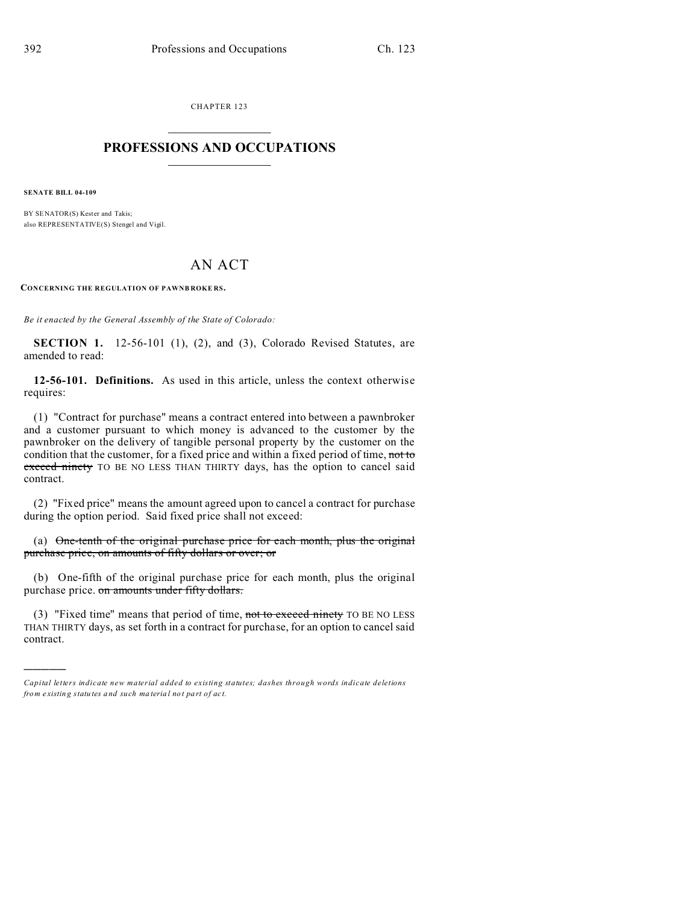CHAPTER 123

# PROFESSIONS AND OCCUPATIONS

**SENATE BILL 04-109**

BY SENATOR(S) Kester and Takis;
also REPRESENTATIVE(S) Stengel and Vigil.

# AN ACT

**CONCERNING THE REGULATION OF PAWNBROKERS.**

*Be it enacted by the General Assembly of the State of Colorado:*

**SECTION 1.** 12-56-101 (1), (2), and (3), Colorado Revised Statutes, are amended to read:

**12-56-101. Definitions.** As used in this article, unless the context otherwise requires:

(1) "Contract for purchase" means a contract entered into between a pawnbroker and a customer pursuant to which money is advanced to the customer by the pawnbroker on the delivery of tangible personal property by the customer on the condition that the customer, for a fixed price and within a fixed period of time, ~~not to exceed ninety~~ TO BE NO LESS THAN THIRTY days, has the option to cancel said contract.

(2) "Fixed price" means the amount agreed upon to cancel a contract for purchase during the option period. Said fixed price shall not exceed:

(a) ~~One-tenth of the original purchase price for each month, plus the original purchase price, on amounts of fifty dollars or over; or~~

(b) One-fifth of the original purchase price for each month, plus the original purchase price. ~~on amounts under fifty dollars.~~

(3) "Fixed time" means that period of time, ~~not to exceed ninety~~ TO BE NO LESS THAN THIRTY days, as set forth in a contract for purchase, for an option to cancel said contract.

---

*Capital letters indicate new material added to existing statutes; dashes through words indicate deletions from existing statutes and such material not part of act.*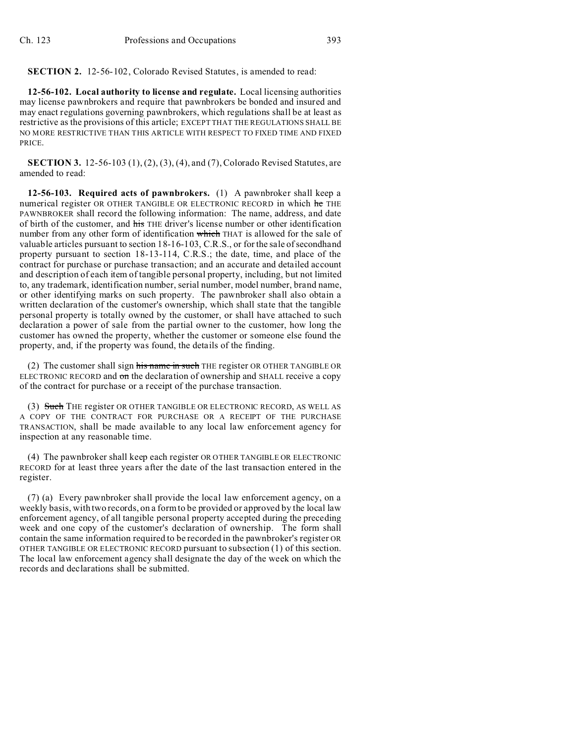**SECTION 2.** 12-56-102, Colorado Revised Statutes, is amended to read:

**12-56-102. Local authority to license and regulate.** Local licensing authorities may license pawnbrokers and require that pawnbrokers be bonded and insured and may enact regulations governing pawnbrokers, which regulations shall be at least as restrictive as the provisions of this article; EXCEPT THAT THE REGULATIONS SHALL BE NO MORE RESTRICTIVE THAN THIS ARTICLE WITH RESPECT TO FIXED TIME AND FIXED PRICE.

**SECTION 3.** 12-56-103 (1), (2), (3), (4), and (7), Colorado Revised Statutes, are amended to read:

**12-56-103. Required acts of pawnbrokers.** (1) A pawnbroker shall keep a numerical register OR OTHER TANGIBLE OR ELECTRONIC RECORD in which ~~he~~ THE PAWNBROKER shall record the following information: The name, address, and date of birth of the customer, and ~~his~~ THE driver's license number or other identification number from any other form of identification ~~which~~ THAT is allowed for the sale of valuable articles pursuant to section 18-16-103, C.R.S., or for the sale of secondhand property pursuant to section 18-13-114, C.R.S.; the date, time, and place of the contract for purchase or purchase transaction; and an accurate and detailed account and description of each item of tangible personal property, including, but not limited to, any trademark, identification number, serial number, model number, brand name, or other identifying marks on such property. The pawnbroker shall also obtain a written declaration of the customer's ownership, which shall state that the tangible personal property is totally owned by the customer, or shall have attached to such declaration a power of sale from the partial owner to the customer, how long the customer has owned the property, whether the customer or someone else found the property, and, if the property was found, the details of the finding.

(2) The customer shall sign ~~his name in such~~ THE register OR OTHER TANGIBLE OR ELECTRONIC RECORD and ~~on~~ the declaration of ownership and SHALL receive a copy of the contract for purchase or a receipt of the purchase transaction.

(3) ~~Such~~ THE register OR OTHER TANGIBLE OR ELECTRONIC RECORD, AS WELL AS A COPY OF THE CONTRACT FOR PURCHASE OR A RECEIPT OF THE PURCHASE TRANSACTION, shall be made available to any local law enforcement agency for inspection at any reasonable time.

(4) The pawnbroker shall keep each register OR OTHER TANGIBLE OR ELECTRONIC RECORD for at least three years after the date of the last transaction entered in the register.

(7) (a) Every pawnbroker shall provide the local law enforcement agency, on a weekly basis, with two records, on a form to be provided or approved by the local law enforcement agency, of all tangible personal property accepted during the preceding week and one copy of the customer's declaration of ownership. The form shall contain the same information required to be recorded in the pawnbroker's register OR OTHER TANGIBLE OR ELECTRONIC RECORD pursuant to subsection (1) of this section. The local law enforcement agency shall designate the day of the week on which the records and declarations shall be submitted.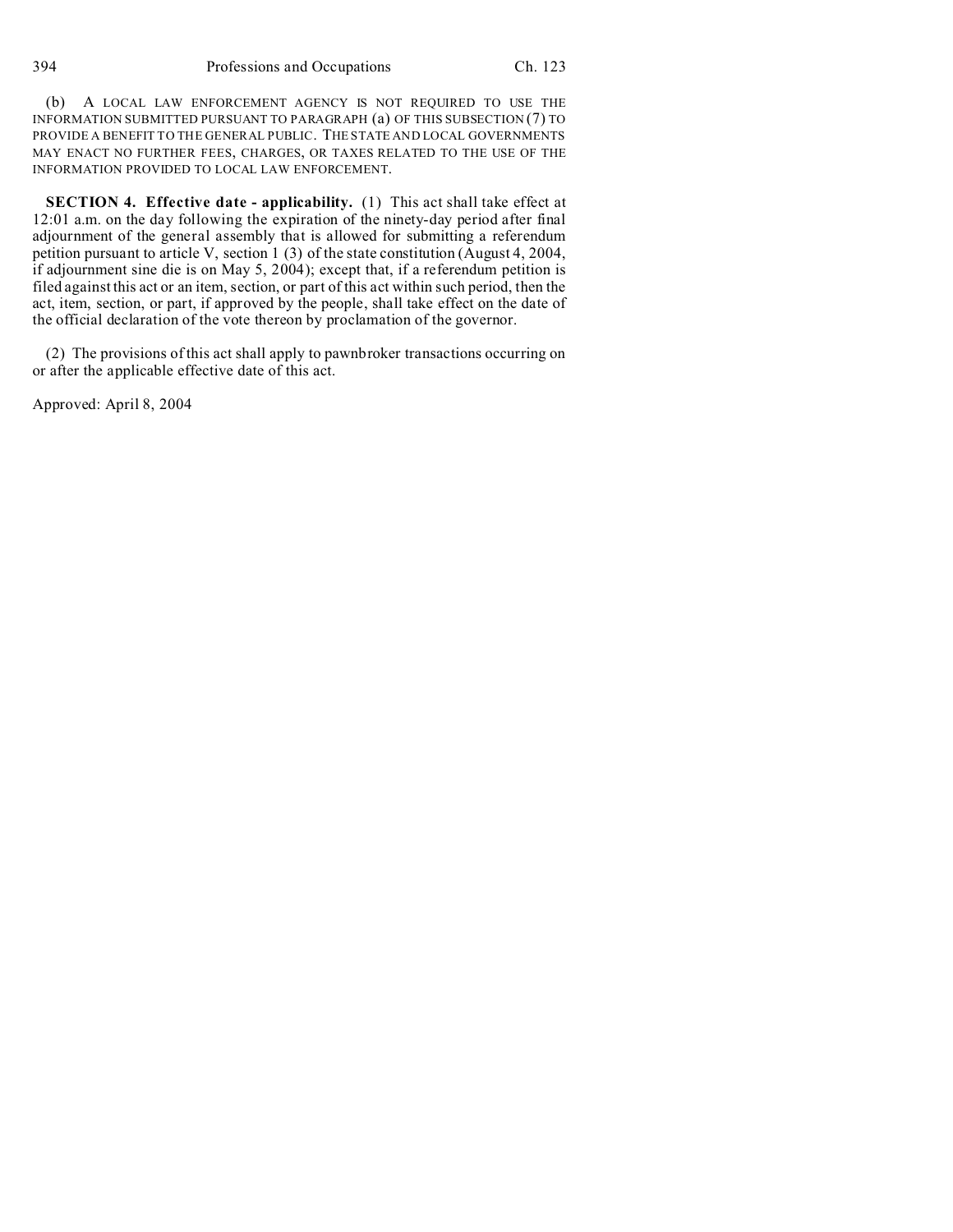(b) A LOCAL LAW ENFORCEMENT AGENCY IS NOT REQUIRED TO USE THE INFORMATION SUBMITTED PURSUANT TO PARAGRAPH (a) OF THIS SUBSECTION (7) TO PROVIDE A BENEFIT TO THE GENERAL PUBLIC. THE STATE AND LOCAL GOVERNMENTS MAY ENACT NO FURTHER FEES, CHARGES, OR TAXES RELATED TO THE USE OF THE INFORMATION PROVIDED TO LOCAL LAW ENFORCEMENT.

**SECTION 4. Effective date - applicability.** (1) This act shall take effect at 12:01 a.m. on the day following the expiration of the ninety-day period after final adjournment of the general assembly that is allowed for submitting a referendum petition pursuant to article V, section 1 (3) of the state constitution (August 4, 2004, if adjournment sine die is on May 5, 2004); except that, if a referendum petition is filed against this act or an item, section, or part of this act within such period, then the act, item, section, or part, if approved by the people, shall take effect on the date of the official declaration of the vote thereon by proclamation of the governor.

(2) The provisions of this act shall apply to pawnbroker transactions occurring on or after the applicable effective date of this act.

Approved: April 8, 2004